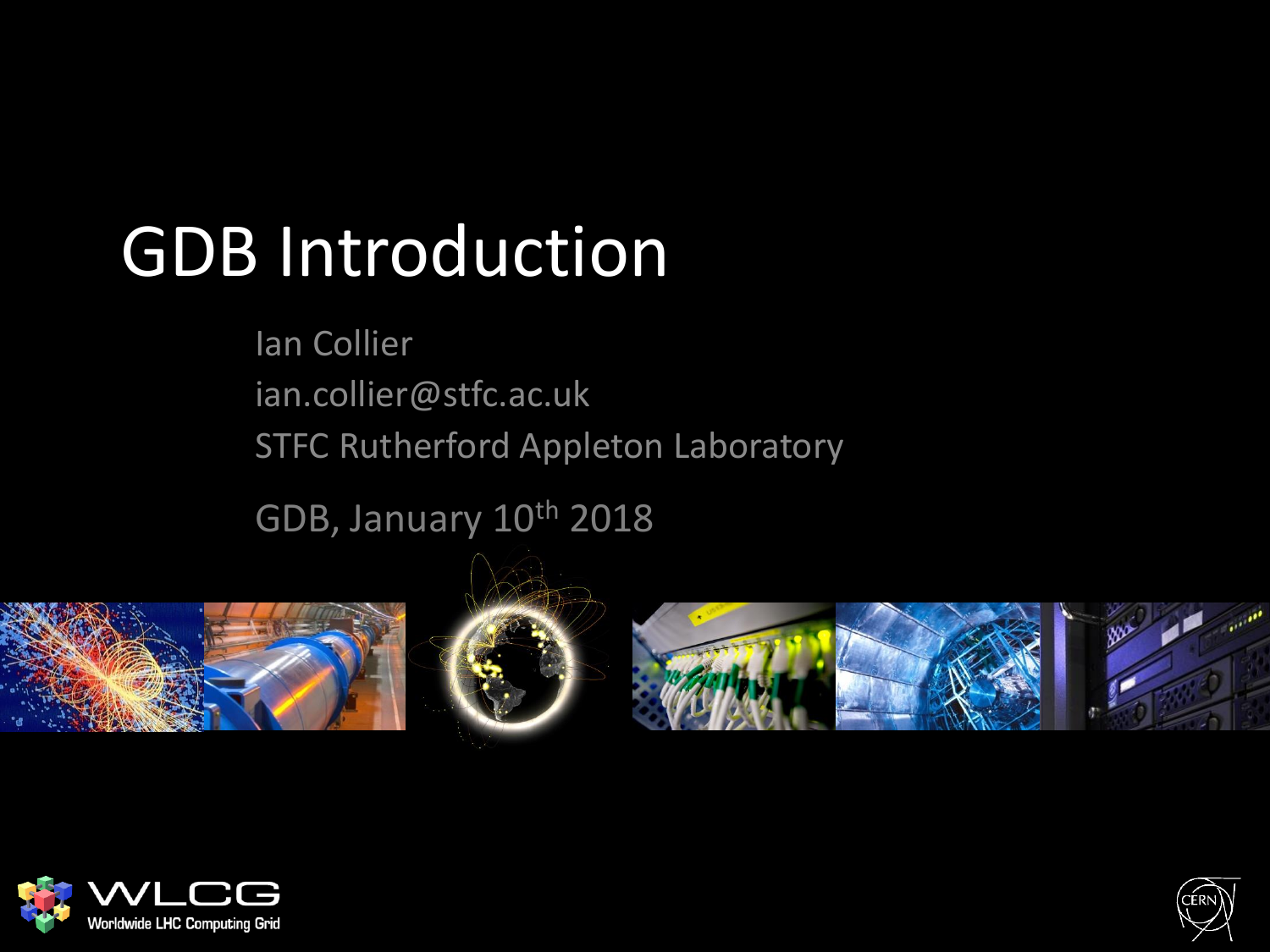# GDB Introduction

Ian Collier

ian.collier@stfc.ac.uk

STFC Rutherford Appleton Laboratory

GDB, January 10th 2018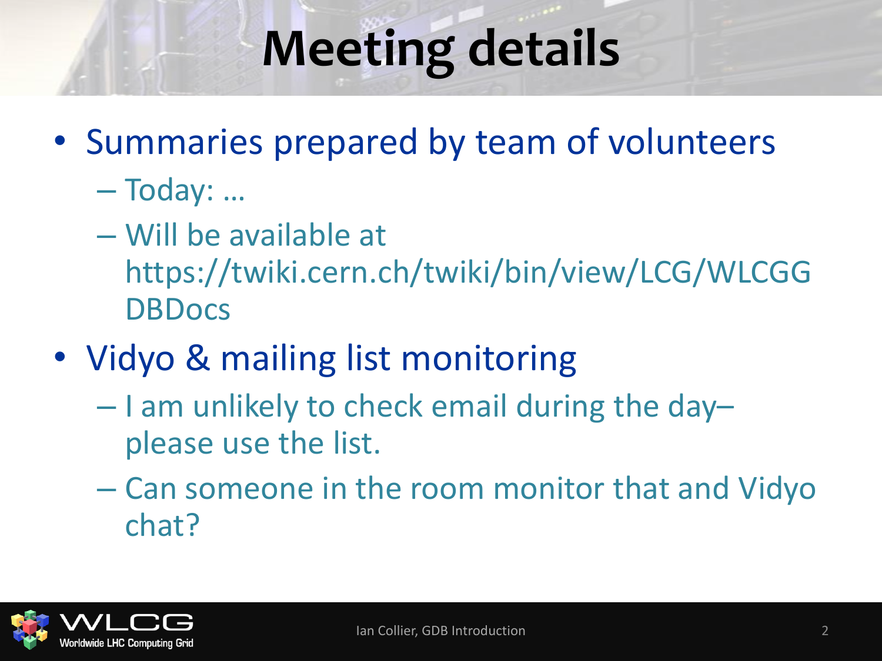# Meeting details

- Summaries prepared by team of volunteers
  - Today: …
  - Will be available at https://twiki.cern.ch/twiki/bin/view/LCG/WLCGGDBDocs
- Vidyo & mailing list monitoring
  - I am unlikely to check email during the day– please use the list.
  - Can someone in the room monitor that and Vidyo chat?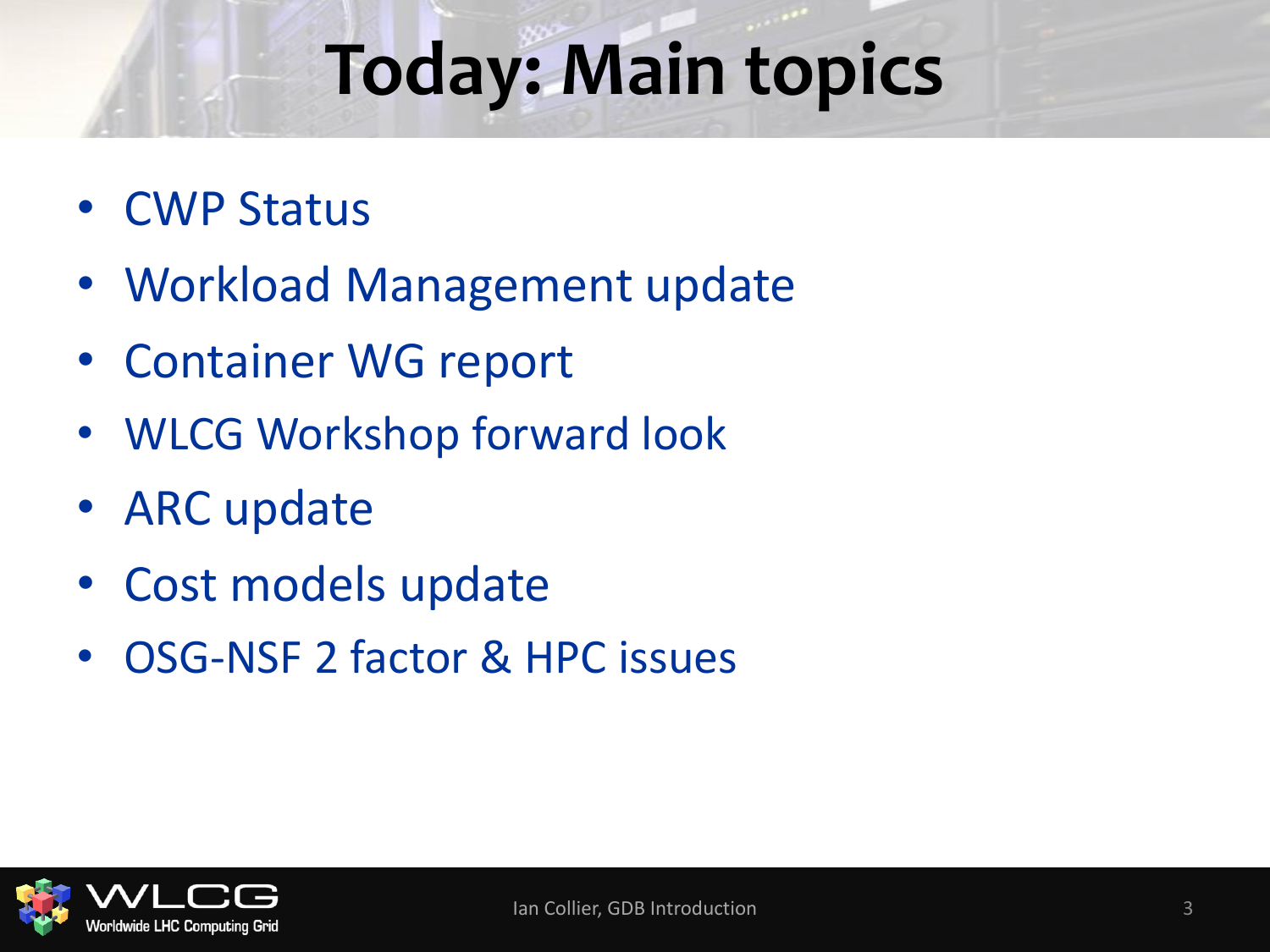# Today: Main topics

- CWP Status
- Workload Management update
- Container WG report
- WLCG Workshop forward look
- ARC update
- Cost models update
- OSG-NSF 2 factor & HPC issues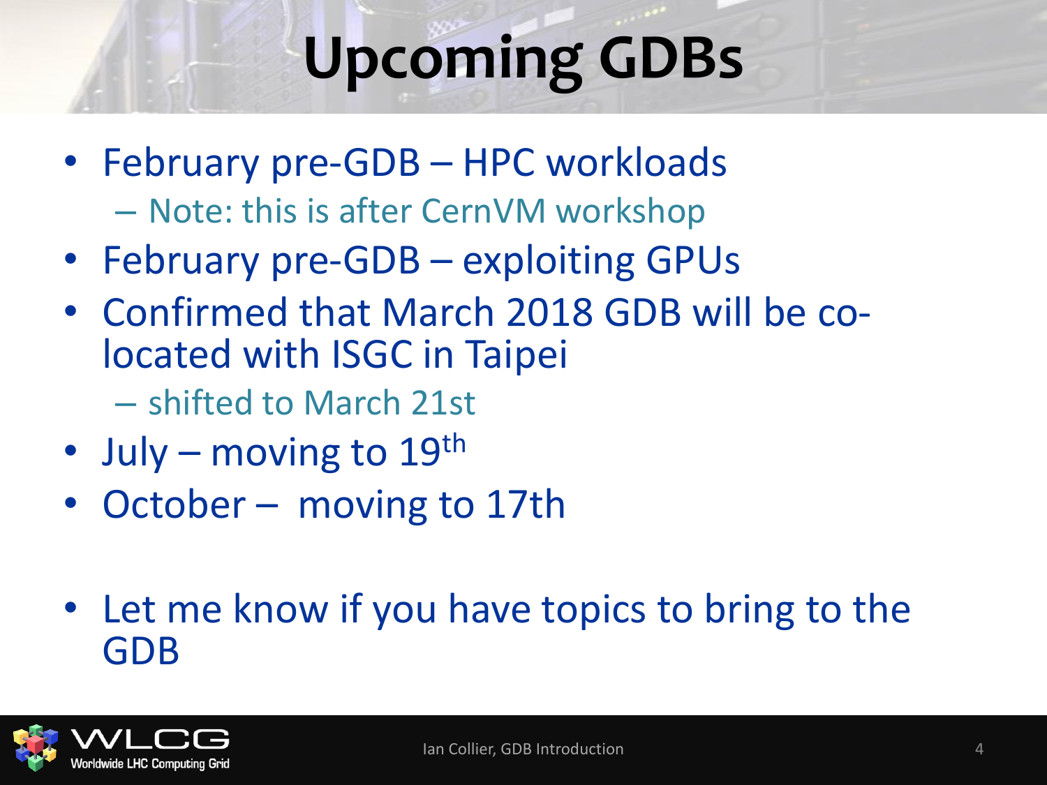# Upcoming GDBs

- February pre-GDB – HPC workloads
  - Note: this is after CernVM workshop
- February pre-GDB – exploiting GPUs
- Confirmed that March 2018 GDB will be co-located with ISGC in Taipei
  - shifted to March 21st
- July – moving to 19th
- October – moving to 17th

- Let me know if you have topics to bring to the GDB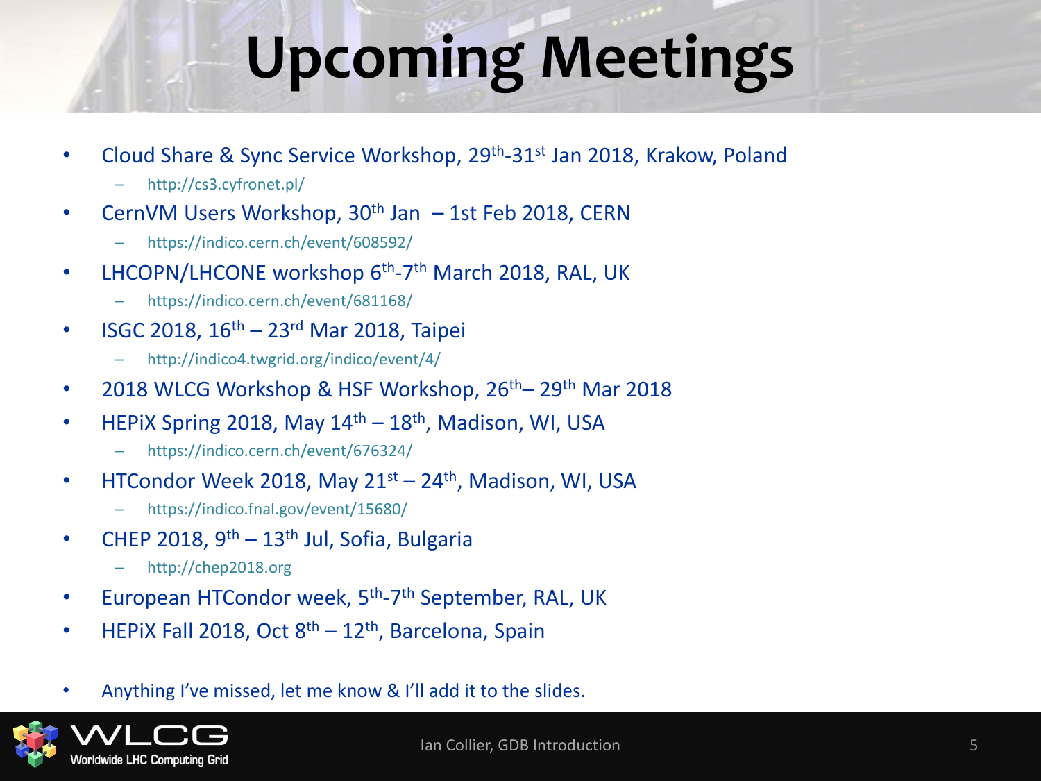# Upcoming Meetings

- Cloud Share & Sync Service Workshop, 29th-31st Jan 2018, Krakow, Poland
  - http://cs3.cyfronet.pl/
- CernVM Users Workshop, 30th Jan – 1st Feb 2018, CERN
  - https://indico.cern.ch/event/608592/
- LHCOPN/LHCONE workshop 6th-7th March 2018, RAL, UK
  - https://indico.cern.ch/event/681168/
- ISGC 2018, 16th – 23rd Mar 2018, Taipei
  - http://indico4.twgrid.org/indico/event/4/
- 2018 WLCG Workshop & HSF Workshop, 26th– 29th Mar 2018
- HEPiX Spring 2018, May 14th – 18th, Madison, WI, USA
  - https://indico.cern.ch/event/676324/
- HTCondor Week 2018, May 21st – 24th, Madison, WI, USA
  - https://indico.fnal.gov/event/15680/
- CHEP 2018, 9th – 13th Jul, Sofia, Bulgaria
  - http://chep2018.org
- European HTCondor week, 5th-7th September, RAL, UK
- HEPiX Fall 2018, Oct 8th – 12th, Barcelona, Spain

- Anything I've missed, let me know & I'll add it to the slides.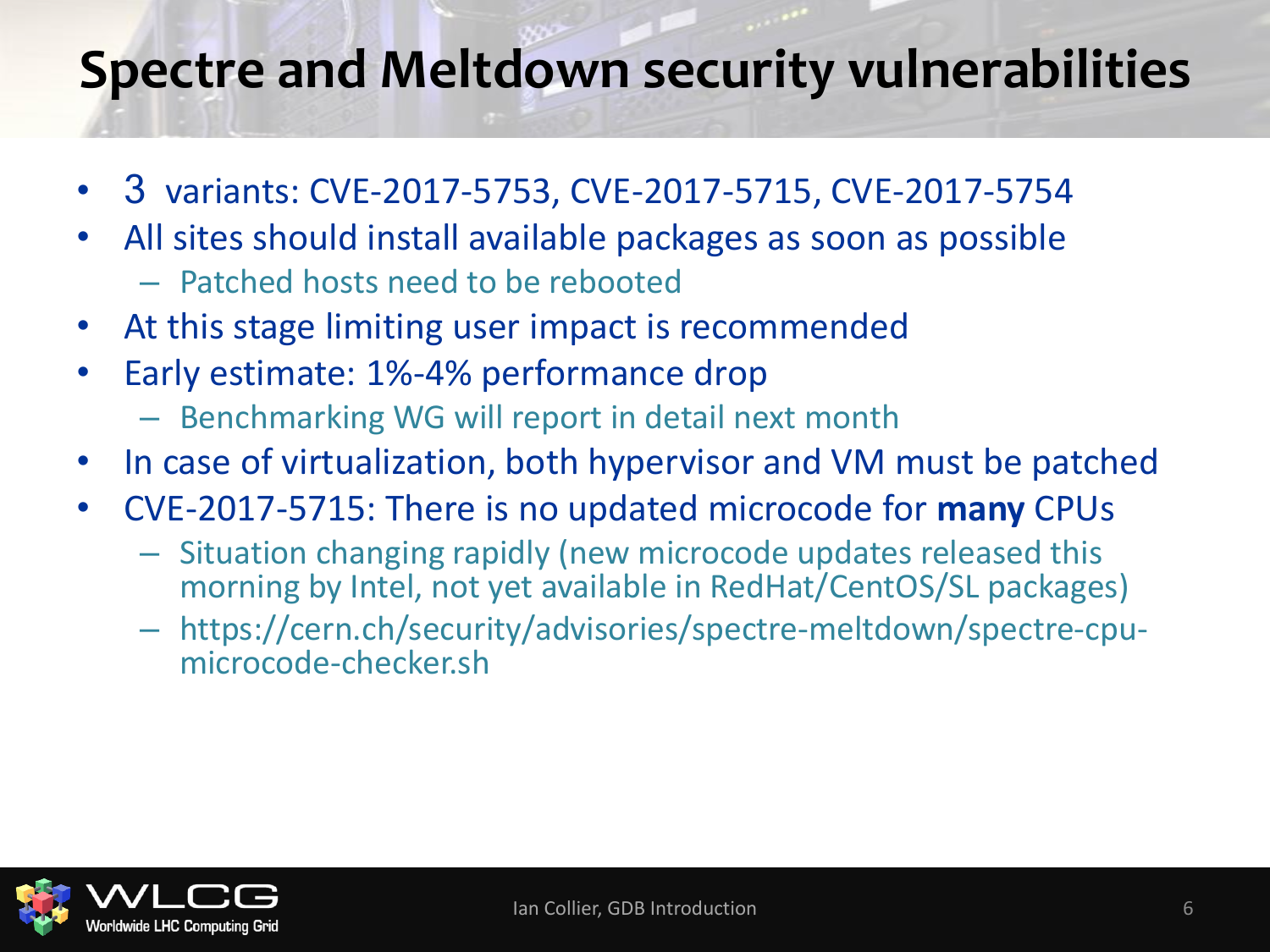# Spectre and Meltdown security vulnerabilities

- 3 variants: CVE-2017-5753, CVE-2017-5715, CVE-2017-5754
- All sites should install available packages as soon as possible
  - Patched hosts need to be rebooted
- At this stage limiting user impact is recommended
- Early estimate: 1%-4% performance drop
  - Benchmarking WG will report in detail next month
- In case of virtualization, both hypervisor and VM must be patched
- CVE-2017-5715: There is no updated microcode for **many** CPUs
  - Situation changing rapidly (new microcode updates released this morning by Intel, not yet available in RedHat/CentOS/SL packages)
  - https://cern.ch/security/advisories/spectre-meltdown/spectre-cpu-microcode-checker.sh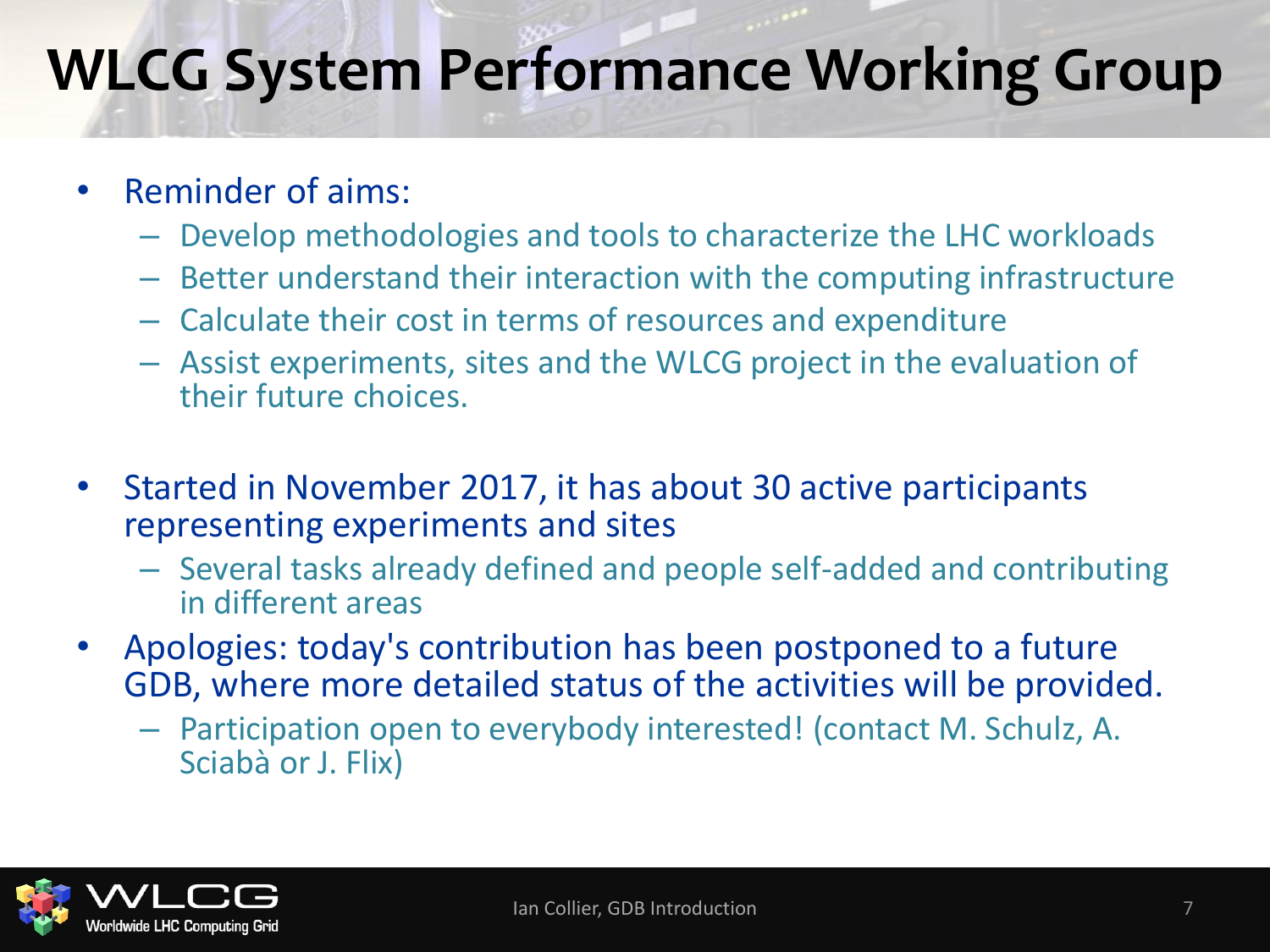# WLCG System Performance Working Group

- Reminder of aims:
  - Develop methodologies and tools to characterize the LHC workloads
  - Better understand their interaction with the computing infrastructure
  - Calculate their cost in terms of resources and expenditure
  - Assist experiments, sites and the WLCG project in the evaluation of their future choices.
- Started in November 2017, it has about 30 active participants representing experiments and sites
  - Several tasks already defined and people self-added and contributing in different areas
- Apologies: today's contribution has been postponed to a future GDB, where more detailed status of the activities will be provided.
  - Participation open to everybody interested! (contact M. Schulz, A. Sciabà or J. Flix)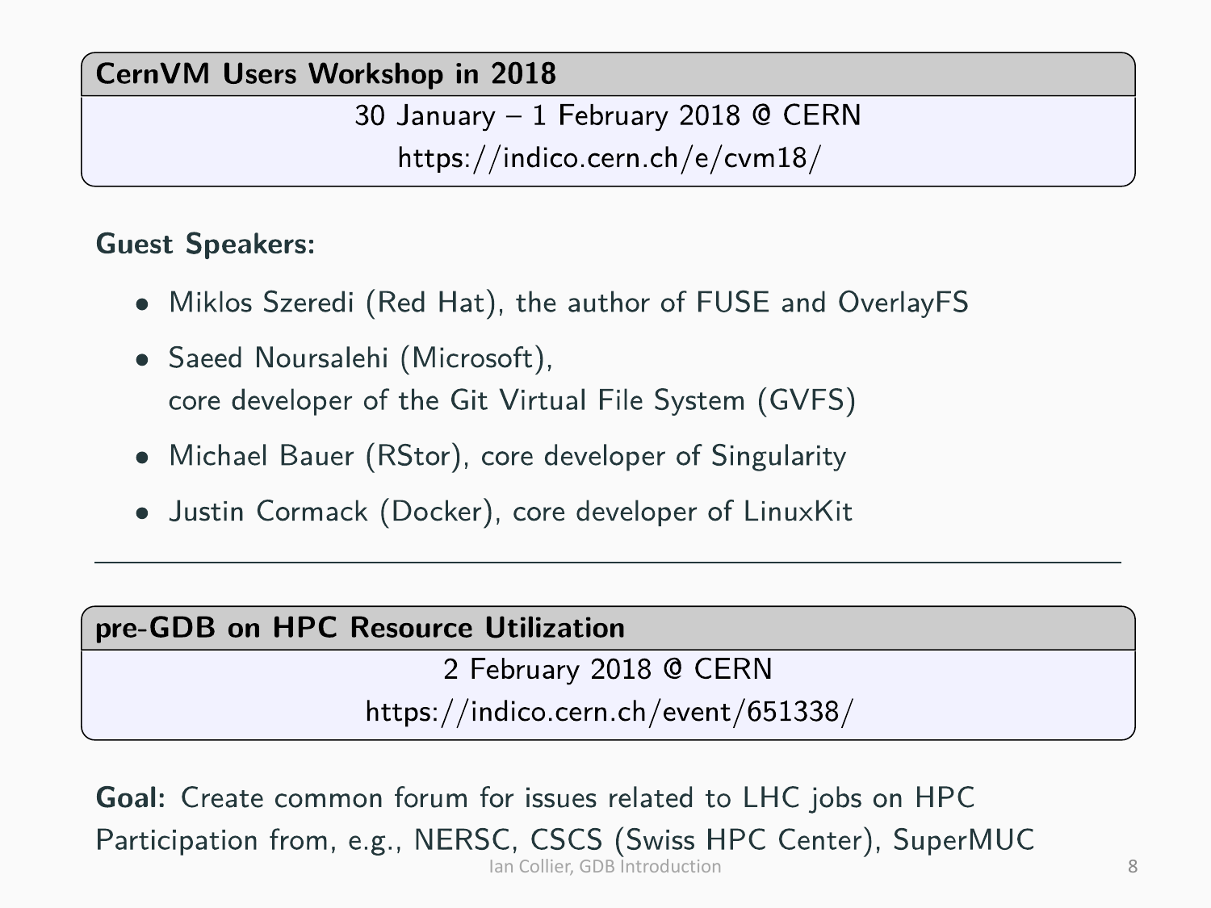## CernVM Users Workshop in 2018

30 January – 1 February 2018 @ CERN

https://indico.cern.ch/e/cvm18/

**Guest Speakers:**

- Miklos Szeredi (Red Hat), the author of FUSE and OverlayFS
- Saeed Noursalehi (Microsoft), core developer of the Git Virtual File System (GVFS)
- Michael Bauer (RStor), core developer of Singularity
- Justin Cormack (Docker), core developer of LinuxKit

---

## pre-GDB on HPC Resource Utilization

2 February 2018 @ CERN

https://indico.cern.ch/event/651338/

**Goal:** Create common forum for issues related to LHC jobs on HPC
Participation from, e.g., NERSC, CSCS (Swiss HPC Center), SuperMUC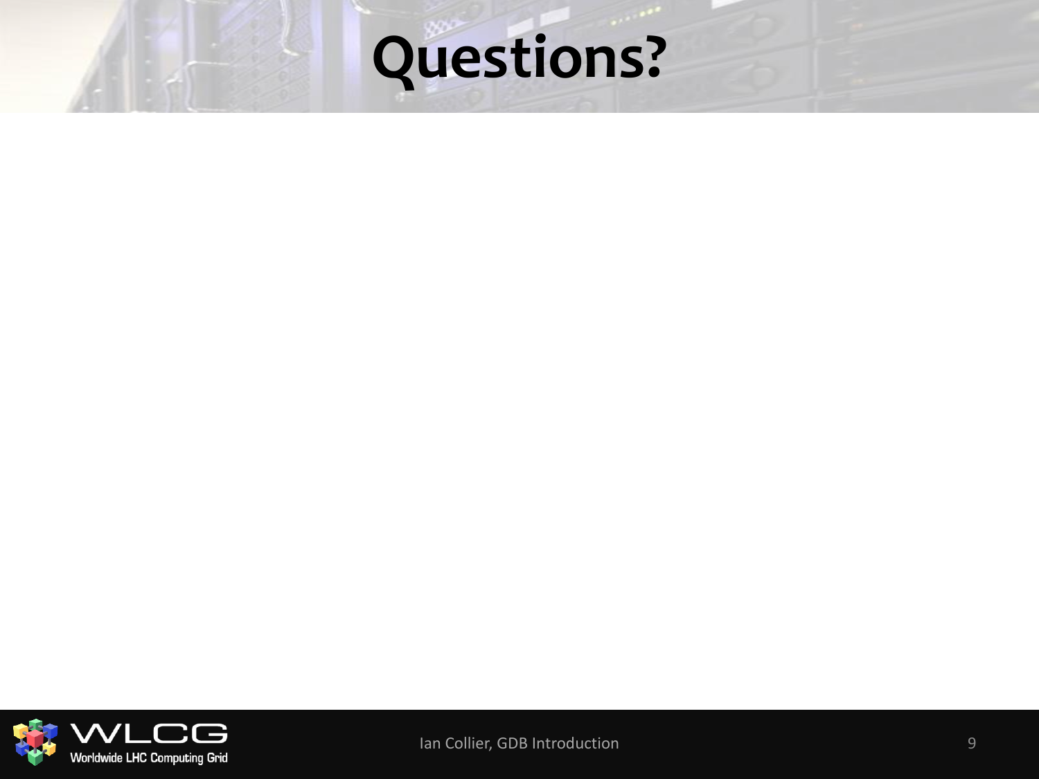# Questions?